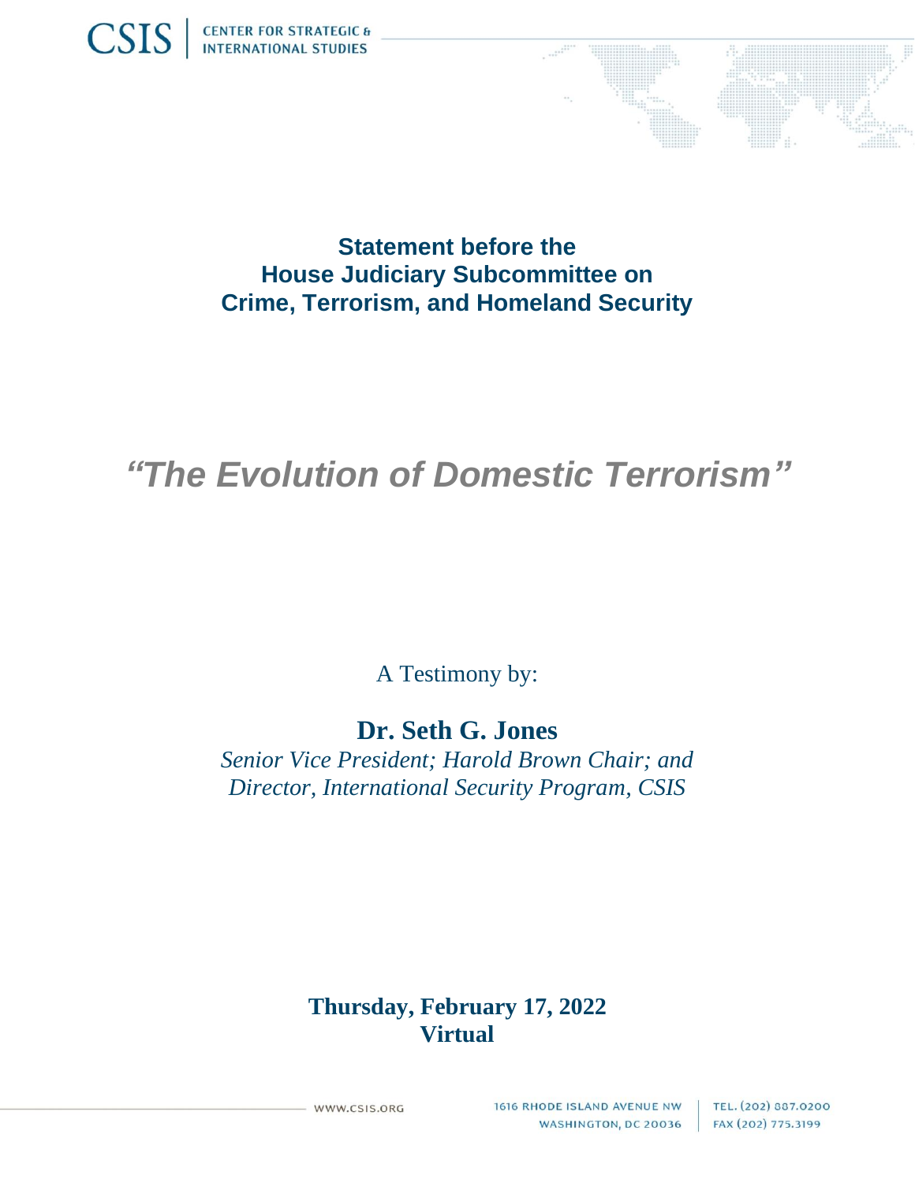CSIS | CENTER FOR STRATEGIC & INTERNATIONAL STUDIES

**Statement before the House Judiciary Subcommittee on Crime, Terrorism, and Homeland Security**

# *"The Evolution of Domestic Terrorism"*

A Testimony by:

**Dr. Seth G. Jones**

*Senior Vice President; Harold Brown Chair; and Director, International Security Program, CSIS*

**Thursday, February 17, 2022**
**Virtual**

WWW.CSIS.ORG | 1616 RHODE ISLAND AVENUE NW WASHINGTON, DC 20036 | TEL. (202) 887.0200 FAX (202) 775.3199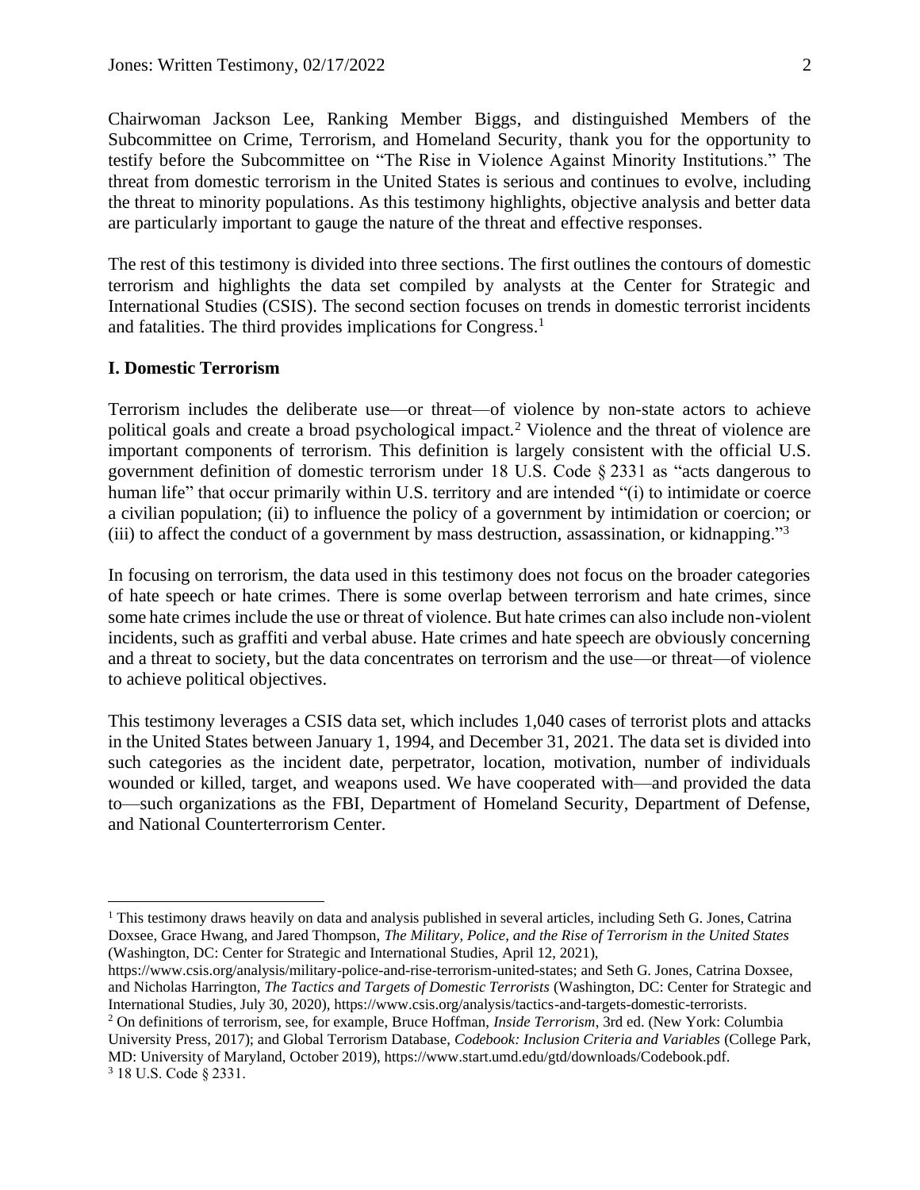Chairwoman Jackson Lee, Ranking Member Biggs, and distinguished Members of the Subcommittee on Crime, Terrorism, and Homeland Security, thank you for the opportunity to testify before the Subcommittee on "The Rise in Violence Against Minority Institutions." The threat from domestic terrorism in the United States is serious and continues to evolve, including the threat to minority populations. As this testimony highlights, objective analysis and better data are particularly important to gauge the nature of the threat and effective responses.

The rest of this testimony is divided into three sections. The first outlines the contours of domestic terrorism and highlights the data set compiled by analysts at the Center for Strategic and International Studies (CSIS). The second section focuses on trends in domestic terrorist incidents and fatalities. The third provides implications for Congress.[1]

## I. Domestic Terrorism

Terrorism includes the deliberate use—or threat—of violence by non-state actors to achieve political goals and create a broad psychological impact.[2] Violence and the threat of violence are important components of terrorism. This definition is largely consistent with the official U.S. government definition of domestic terrorism under 18 U.S. Code § 2331 as "acts dangerous to human life" that occur primarily within U.S. territory and are intended "(i) to intimidate or coerce a civilian population; (ii) to influence the policy of a government by intimidation or coercion; or (iii) to affect the conduct of a government by mass destruction, assassination, or kidnapping."[3]

In focusing on terrorism, the data used in this testimony does not focus on the broader categories of hate speech or hate crimes. There is some overlap between terrorism and hate crimes, since some hate crimes include the use or threat of violence. But hate crimes can also include non-violent incidents, such as graffiti and verbal abuse. Hate crimes and hate speech are obviously concerning and a threat to society, but the data concentrates on terrorism and the use—or threat—of violence to achieve political objectives.

This testimony leverages a CSIS data set, which includes 1,040 cases of terrorist plots and attacks in the United States between January 1, 1994, and December 31, 2021. The data set is divided into such categories as the incident date, perpetrator, location, motivation, number of individuals wounded or killed, target, and weapons used. We have cooperated with—and provided the data to—such organizations as the FBI, Department of Homeland Security, Department of Defense, and National Counterterrorism Center.

---

[1] This testimony draws heavily on data and analysis published in several articles, including Seth G. Jones, Catrina Doxsee, Grace Hwang, and Jared Thompson, *The Military, Police, and the Rise of Terrorism in the United States* (Washington, DC: Center for Strategic and International Studies, April 12, 2021), https://www.csis.org/analysis/military-police-and-rise-terrorism-united-states; and Seth G. Jones, Catrina Doxsee, and Nicholas Harrington, *The Tactics and Targets of Domestic Terrorists* (Washington, DC: Center for Strategic and International Studies, July 30, 2020), https://www.csis.org/analysis/tactics-and-targets-domestic-terrorists.

[2] On definitions of terrorism, see, for example, Bruce Hoffman, *Inside Terrorism*, 3rd ed. (New York: Columbia University Press, 2017); and Global Terrorism Database, *Codebook: Inclusion Criteria and Variables* (College Park, MD: University of Maryland, October 2019), https://www.start.umd.edu/gtd/downloads/Codebook.pdf.

[3] 18 U.S. Code § 2331.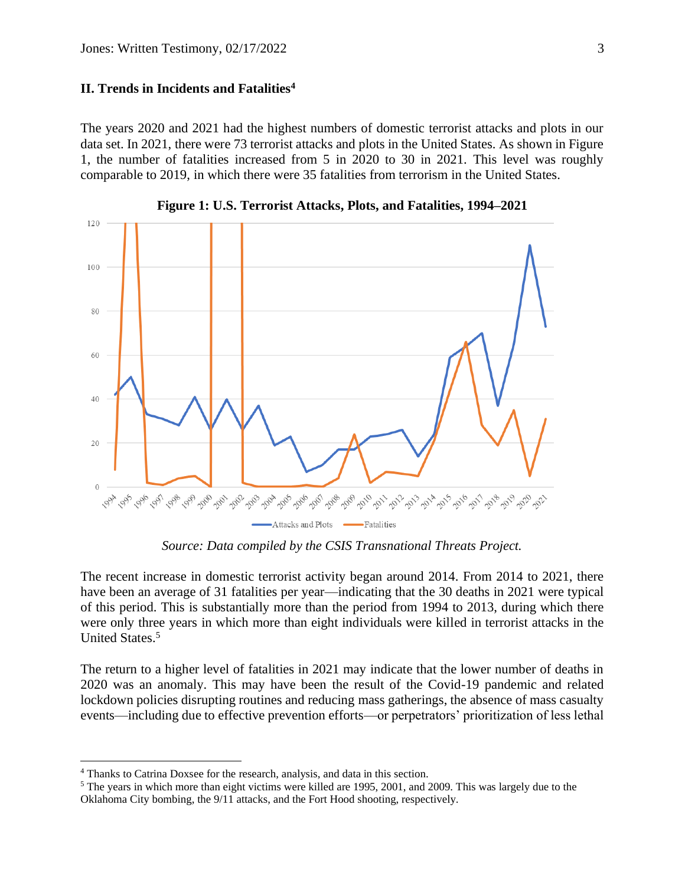## II. Trends in Incidents and Fatalities[4]

The years 2020 and 2021 had the highest numbers of domestic terrorist attacks and plots in our data set. In 2021, there were 73 terrorist attacks and plots in the United States. As shown in Figure 1, the number of fatalities increased from 5 in 2020 to 30 in 2021. This level was roughly comparable to 2019, in which there were 35 fatalities from terrorism in the United States.

**Figure 1: U.S. Terrorist Attacks, Plots, and Fatalities, 1994–2021**

*Source: Data compiled by the CSIS Transnational Threats Project.*

The recent increase in domestic terrorist activity began around 2014. From 2014 to 2021, there have been an average of 31 fatalities per year—indicating that the 30 deaths in 2021 were typical of this period. This is substantially more than the period from 1994 to 2013, during which there were only three years in which more than eight individuals were killed in terrorist attacks in the United States.[5]

The return to a higher level of fatalities in 2021 may indicate that the lower number of deaths in 2020 was an anomaly. This may have been the result of the Covid-19 pandemic and related lockdown policies disrupting routines and reducing mass gatherings, the absence of mass casualty events—including due to effective prevention efforts—or perpetrators' prioritization of less lethal

---

[4] Thanks to Catrina Doxsee for the research, analysis, and data in this section.

[5] The years in which more than eight victims were killed are 1995, 2001, and 2009. This was largely due to the Oklahoma City bombing, the 9/11 attacks, and the Fort Hood shooting, respectively.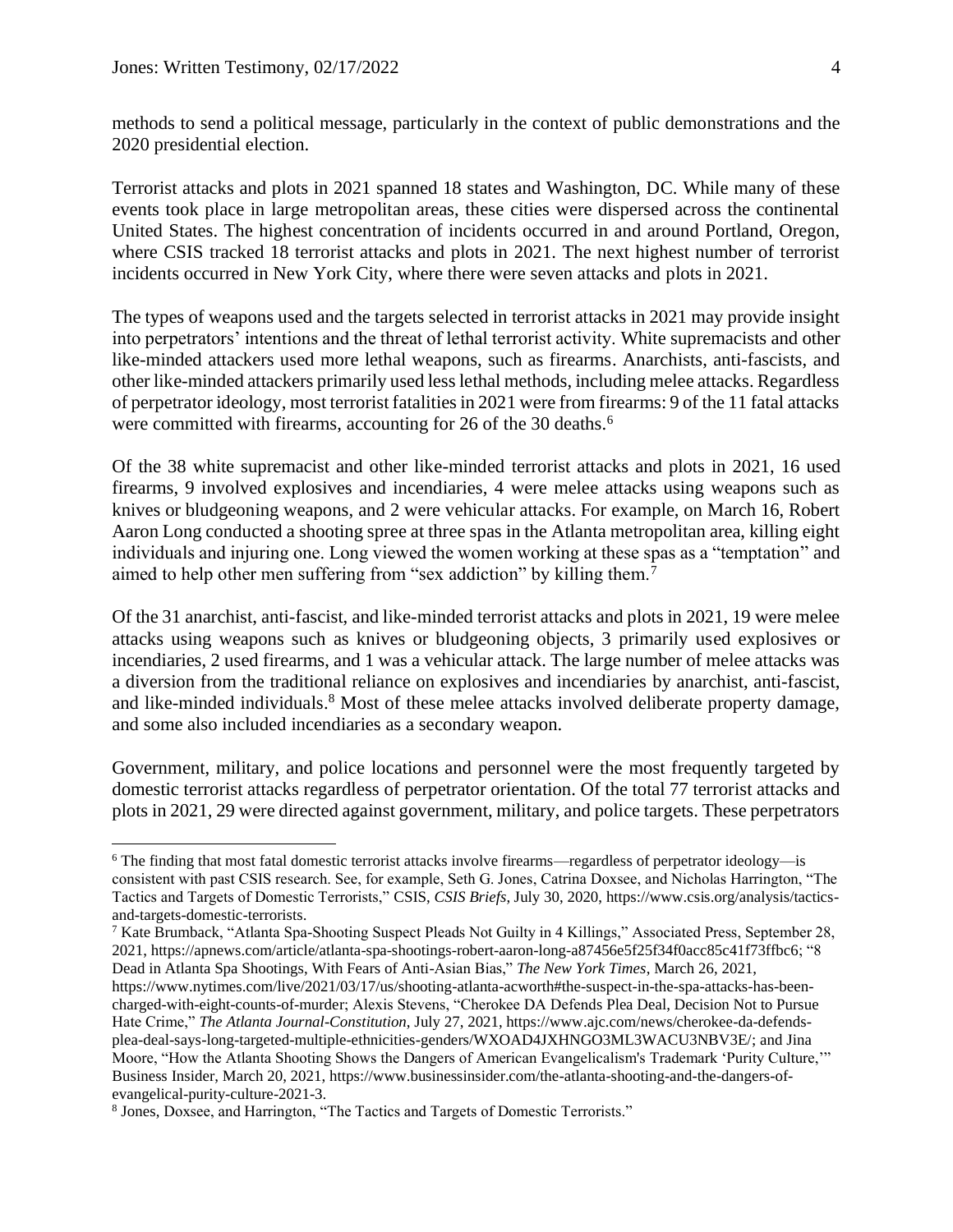methods to send a political message, particularly in the context of public demonstrations and the 2020 presidential election.

Terrorist attacks and plots in 2021 spanned 18 states and Washington, DC. While many of these events took place in large metropolitan areas, these cities were dispersed across the continental United States. The highest concentration of incidents occurred in and around Portland, Oregon, where CSIS tracked 18 terrorist attacks and plots in 2021. The next highest number of terrorist incidents occurred in New York City, where there were seven attacks and plots in 2021.

The types of weapons used and the targets selected in terrorist attacks in 2021 may provide insight into perpetrators' intentions and the threat of lethal terrorist activity. White supremacists and other like-minded attackers used more lethal weapons, such as firearms. Anarchists, anti-fascists, and other like-minded attackers primarily used less lethal methods, including melee attacks. Regardless of perpetrator ideology, most terrorist fatalities in 2021 were from firearms: 9 of the 11 fatal attacks were committed with firearms, accounting for 26 of the 30 deaths.[6]

Of the 38 white supremacist and other like-minded terrorist attacks and plots in 2021, 16 used firearms, 9 involved explosives and incendiaries, 4 were melee attacks using weapons such as knives or bludgeoning weapons, and 2 were vehicular attacks. For example, on March 16, Robert Aaron Long conducted a shooting spree at three spas in the Atlanta metropolitan area, killing eight individuals and injuring one. Long viewed the women working at these spas as a "temptation" and aimed to help other men suffering from "sex addiction" by killing them.[7]

Of the 31 anarchist, anti-fascist, and like-minded terrorist attacks and plots in 2021, 19 were melee attacks using weapons such as knives or bludgeoning objects, 3 primarily used explosives or incendiaries, 2 used firearms, and 1 was a vehicular attack. The large number of melee attacks was a diversion from the traditional reliance on explosives and incendiaries by anarchist, anti-fascist, and like-minded individuals.[8] Most of these melee attacks involved deliberate property damage, and some also included incendiaries as a secondary weapon.

Government, military, and police locations and personnel were the most frequently targeted by domestic terrorist attacks regardless of perpetrator orientation. Of the total 77 terrorist attacks and plots in 2021, 29 were directed against government, military, and police targets. These perpetrators

---

[6] The finding that most fatal domestic terrorist attacks involve firearms—regardless of perpetrator ideology—is consistent with past CSIS research. See, for example, Seth G. Jones, Catrina Doxsee, and Nicholas Harrington, "The Tactics and Targets of Domestic Terrorists," CSIS, *CSIS Briefs*, July 30, 2020, https://www.csis.org/analysis/tactics-and-targets-domestic-terrorists.

[7] Kate Brumback, "Atlanta Spa-Shooting Suspect Pleads Not Guilty in 4 Killings," Associated Press, September 28, 2021, https://apnews.com/article/atlanta-spa-shootings-robert-aaron-long-a87456e5f25f34f0acc85c41f73ffbc6; "8 Dead in Atlanta Spa Shootings, With Fears of Anti-Asian Bias," *The New York Times*, March 26, 2021, https://www.nytimes.com/live/2021/03/17/us/shooting-atlanta-acworth#the-suspect-in-the-spa-attacks-has-been-charged-with-eight-counts-of-murder; Alexis Stevens, "Cherokee DA Defends Plea Deal, Decision Not to Pursue Hate Crime," *The Atlanta Journal-Constitution*, July 27, 2021, https://www.ajc.com/news/cherokee-da-defends-plea-deal-says-long-targeted-multiple-ethnicities-genders/WXOAD4JXHNGO3ML3WACU3NBV3E/; and Jina Moore, "How the Atlanta Shooting Shows the Dangers of American Evangelicalism's Trademark 'Purity Culture,'" Business Insider, March 20, 2021, https://www.businessinsider.com/the-atlanta-shooting-and-the-dangers-of-evangelical-purity-culture-2021-3.

[8] Jones, Doxsee, and Harrington, "The Tactics and Targets of Domestic Terrorists."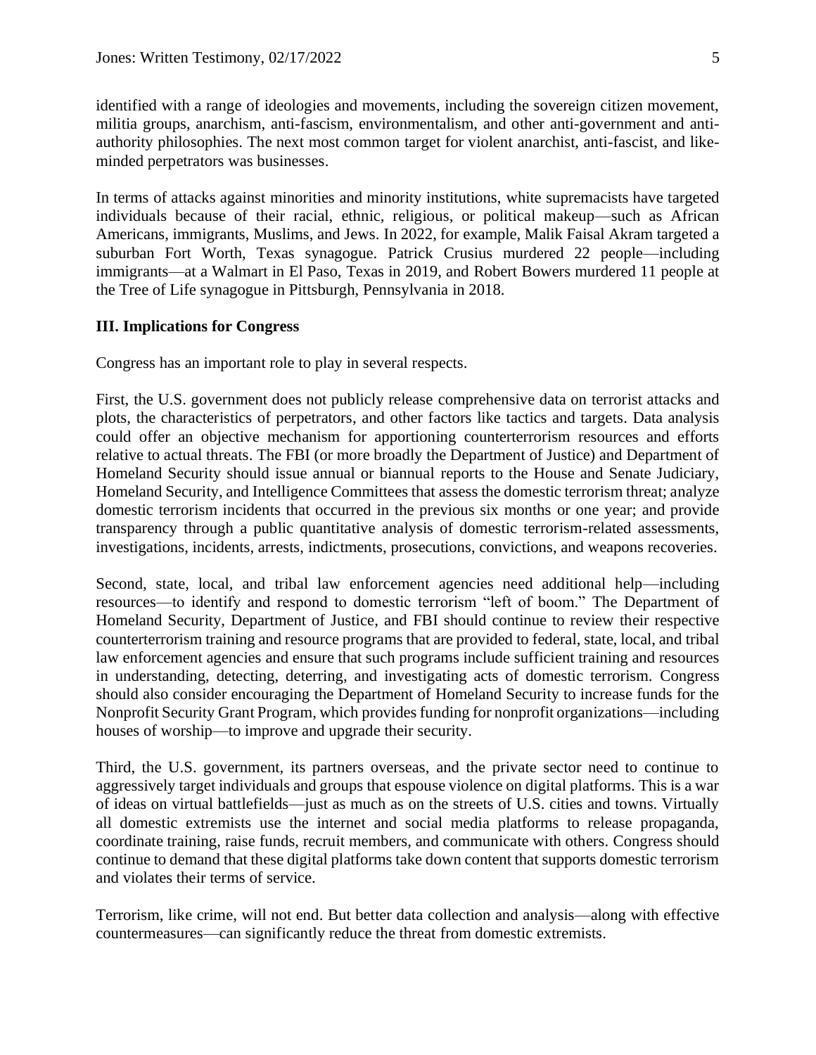identified with a range of ideologies and movements, including the sovereign citizen movement, militia groups, anarchism, anti-fascism, environmentalism, and other anti-government and anti-authority philosophies. The next most common target for violent anarchist, anti-fascist, and like-minded perpetrators was businesses.

In terms of attacks against minorities and minority institutions, white supremacists have targeted individuals because of their racial, ethnic, religious, or political makeup—such as African Americans, immigrants, Muslims, and Jews. In 2022, for example, Malik Faisal Akram targeted a suburban Fort Worth, Texas synagogue. Patrick Crusius murdered 22 people—including immigrants—at a Walmart in El Paso, Texas in 2019, and Robert Bowers murdered 11 people at the Tree of Life synagogue in Pittsburgh, Pennsylvania in 2018.

## III. Implications for Congress

Congress has an important role to play in several respects.

First, the U.S. government does not publicly release comprehensive data on terrorist attacks and plots, the characteristics of perpetrators, and other factors like tactics and targets. Data analysis could offer an objective mechanism for apportioning counterterrorism resources and efforts relative to actual threats. The FBI (or more broadly the Department of Justice) and Department of Homeland Security should issue annual or biannual reports to the House and Senate Judiciary, Homeland Security, and Intelligence Committees that assess the domestic terrorism threat; analyze domestic terrorism incidents that occurred in the previous six months or one year; and provide transparency through a public quantitative analysis of domestic terrorism-related assessments, investigations, incidents, arrests, indictments, prosecutions, convictions, and weapons recoveries.

Second, state, local, and tribal law enforcement agencies need additional help—including resources—to identify and respond to domestic terrorism "left of boom." The Department of Homeland Security, Department of Justice, and FBI should continue to review their respective counterterrorism training and resource programs that are provided to federal, state, local, and tribal law enforcement agencies and ensure that such programs include sufficient training and resources in understanding, detecting, deterring, and investigating acts of domestic terrorism. Congress should also consider encouraging the Department of Homeland Security to increase funds for the Nonprofit Security Grant Program, which provides funding for nonprofit organizations—including houses of worship—to improve and upgrade their security.

Third, the U.S. government, its partners overseas, and the private sector need to continue to aggressively target individuals and groups that espouse violence on digital platforms. This is a war of ideas on virtual battlefields—just as much as on the streets of U.S. cities and towns. Virtually all domestic extremists use the internet and social media platforms to release propaganda, coordinate training, raise funds, recruit members, and communicate with others. Congress should continue to demand that these digital platforms take down content that supports domestic terrorism and violates their terms of service.

Terrorism, like crime, will not end. But better data collection and analysis—along with effective countermeasures—can significantly reduce the threat from domestic extremists.